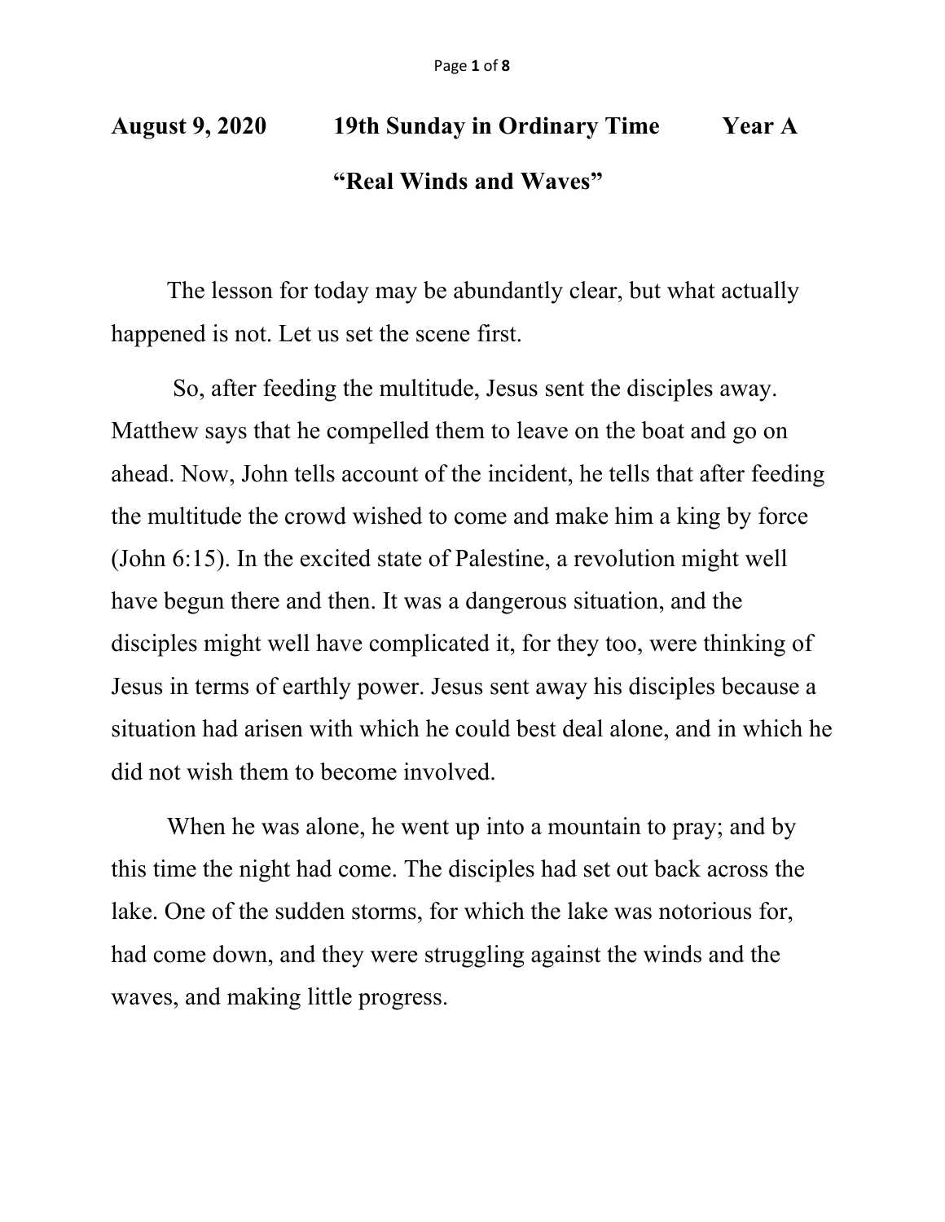**August 9, 2020 19th Sunday in Ordinary Time Year A**

## "Real Winds and Waves"

The lesson for today may be abundantly clear, but what actually happened is not. Let us set the scene first.

So, after feeding the multitude, Jesus sent the disciples away. Matthew says that he compelled them to leave on the boat and go on ahead. Now, John tells account of the incident, he tells that after feeding the multitude the crowd wished to come and make him a king by force (John 6:15). In the excited state of Palestine, a revolution might well have begun there and then. It was a dangerous situation, and the disciples might well have complicated it, for they too, were thinking of Jesus in terms of earthly power. Jesus sent away his disciples because a situation had arisen with which he could best deal alone, and in which he did not wish them to become involved.

When he was alone, he went up into a mountain to pray; and by this time the night had come. The disciples had set out back across the lake. One of the sudden storms, for which the lake was notorious for, had come down, and they were struggling against the winds and the waves, and making little progress.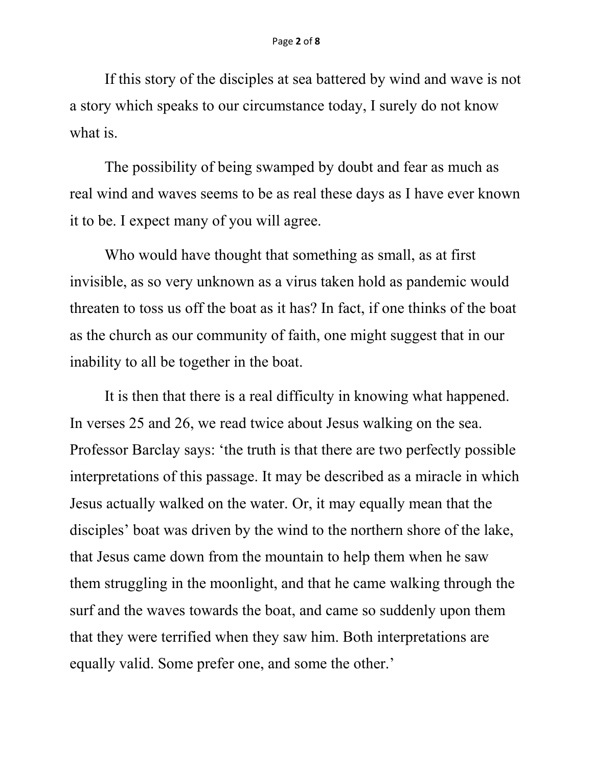If this story of the disciples at sea battered by wind and wave is not a story which speaks to our circumstance today, I surely do not know what is.

The possibility of being swamped by doubt and fear as much as real wind and waves seems to be as real these days as I have ever known it to be. I expect many of you will agree.

Who would have thought that something as small, as at first invisible, as so very unknown as a virus taken hold as pandemic would threaten to toss us off the boat as it has? In fact, if one thinks of the boat as the church as our community of faith, one might suggest that in our inability to all be together in the boat.

It is then that there is a real difficulty in knowing what happened. In verses 25 and 26, we read twice about Jesus walking on the sea. Professor Barclay says: 'the truth is that there are two perfectly possible interpretations of this passage. It may be described as a miracle in which Jesus actually walked on the water. Or, it may equally mean that the disciples' boat was driven by the wind to the northern shore of the lake, that Jesus came down from the mountain to help them when he saw them struggling in the moonlight, and that he came walking through the surf and the waves towards the boat, and came so suddenly upon them that they were terrified when they saw him. Both interpretations are equally valid. Some prefer one, and some the other.'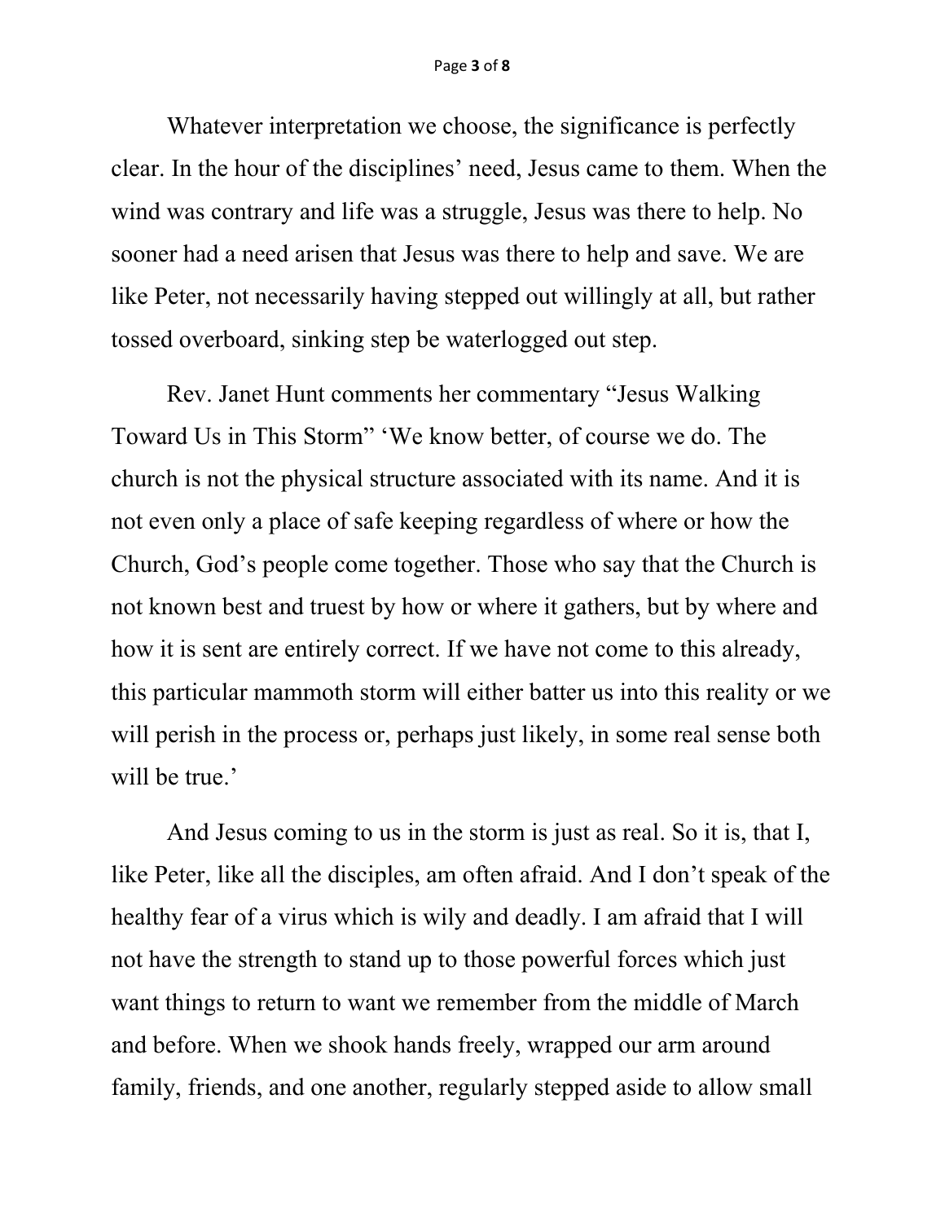Whatever interpretation we choose, the significance is perfectly clear. In the hour of the disciplines' need, Jesus came to them. When the wind was contrary and life was a struggle, Jesus was there to help. No sooner had a need arisen that Jesus was there to help and save. We are like Peter, not necessarily having stepped out willingly at all, but rather tossed overboard, sinking step be waterlogged out step.

Rev. Janet Hunt comments her commentary "Jesus Walking Toward Us in This Storm" 'We know better, of course we do. The church is not the physical structure associated with its name. And it is not even only a place of safe keeping regardless of where or how the Church, God's people come together. Those who say that the Church is not known best and truest by how or where it gathers, but by where and how it is sent are entirely correct. If we have not come to this already, this particular mammoth storm will either batter us into this reality or we will perish in the process or, perhaps just likely, in some real sense both will be true.'

And Jesus coming to us in the storm is just as real. So it is, that I, like Peter, like all the disciples, am often afraid. And I don't speak of the healthy fear of a virus which is wily and deadly. I am afraid that I will not have the strength to stand up to those powerful forces which just want things to return to want we remember from the middle of March and before. When we shook hands freely, wrapped our arm around family, friends, and one another, regularly stepped aside to allow small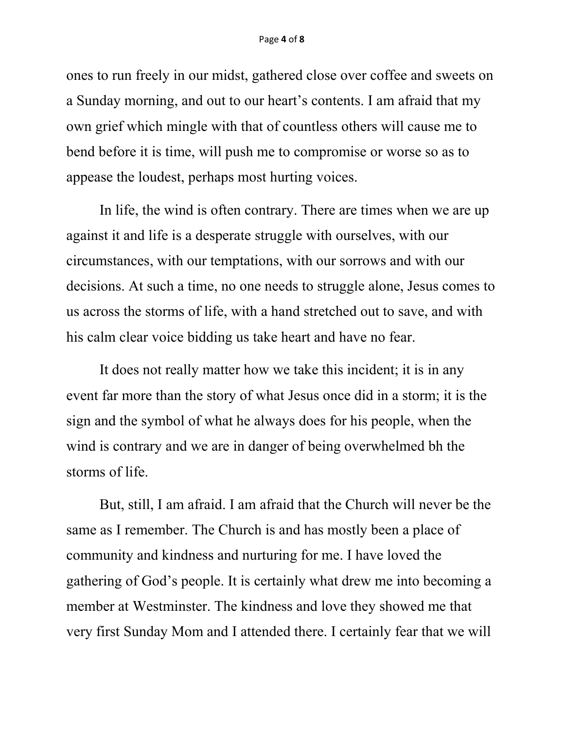ones to run freely in our midst, gathered close over coffee and sweets on a Sunday morning, and out to our heart's contents. I am afraid that my own grief which mingle with that of countless others will cause me to bend before it is time, will push me to compromise or worse so as to appease the loudest, perhaps most hurting voices.

In life, the wind is often contrary. There are times when we are up against it and life is a desperate struggle with ourselves, with our circumstances, with our temptations, with our sorrows and with our decisions. At such a time, no one needs to struggle alone, Jesus comes to us across the storms of life, with a hand stretched out to save, and with his calm clear voice bidding us take heart and have no fear.

It does not really matter how we take this incident; it is in any event far more than the story of what Jesus once did in a storm; it is the sign and the symbol of what he always does for his people, when the wind is contrary and we are in danger of being overwhelmed bh the storms of life.

But, still, I am afraid. I am afraid that the Church will never be the same as I remember. The Church is and has mostly been a place of community and kindness and nurturing for me. I have loved the gathering of God's people. It is certainly what drew me into becoming a member at Westminster. The kindness and love they showed me that very first Sunday Mom and I attended there. I certainly fear that we will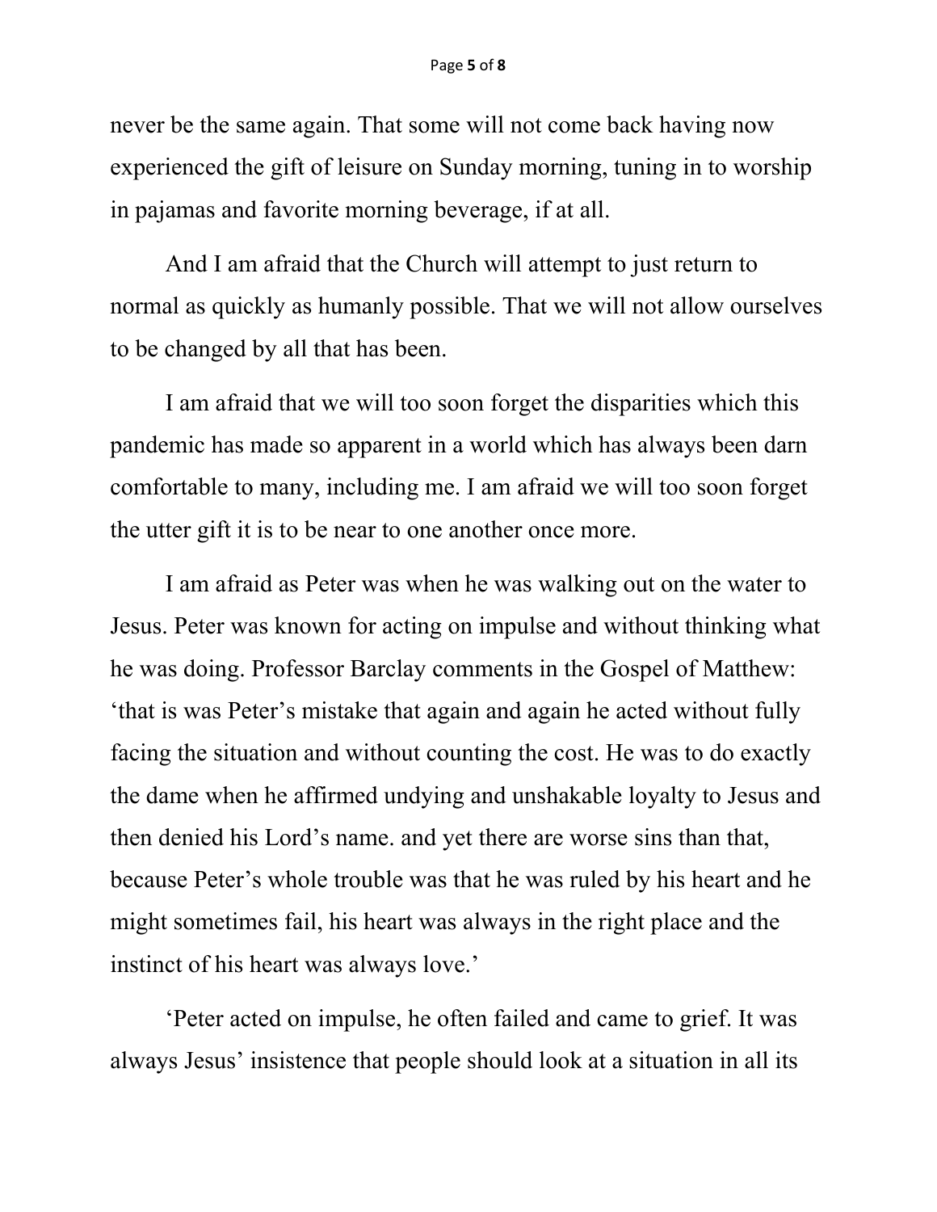never be the same again. That some will not come back having now experienced the gift of leisure on Sunday morning, tuning in to worship in pajamas and favorite morning beverage, if at all.

And I am afraid that the Church will attempt to just return to normal as quickly as humanly possible. That we will not allow ourselves to be changed by all that has been.

I am afraid that we will too soon forget the disparities which this pandemic has made so apparent in a world which has always been darn comfortable to many, including me. I am afraid we will too soon forget the utter gift it is to be near to one another once more.

I am afraid as Peter was when he was walking out on the water to Jesus. Peter was known for acting on impulse and without thinking what he was doing. Professor Barclay comments in the Gospel of Matthew: 'that is was Peter's mistake that again and again he acted without fully facing the situation and without counting the cost. He was to do exactly the dame when he affirmed undying and unshakable loyalty to Jesus and then denied his Lord's name. and yet there are worse sins than that, because Peter's whole trouble was that he was ruled by his heart and he might sometimes fail, his heart was always in the right place and the instinct of his heart was always love.'

'Peter acted on impulse, he often failed and came to grief. It was always Jesus' insistence that people should look at a situation in all its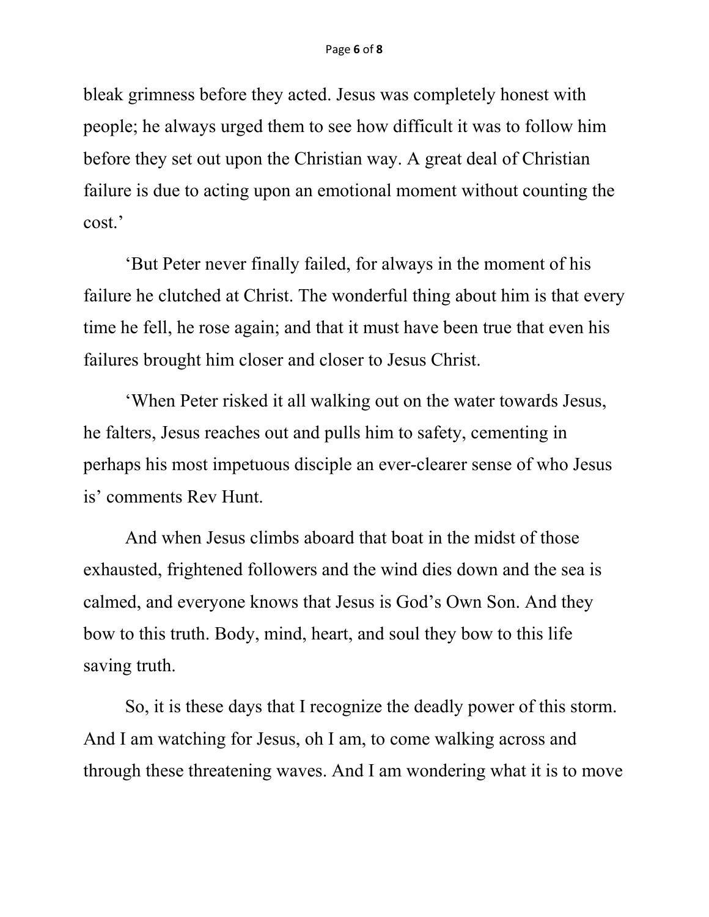bleak grimness before they acted. Jesus was completely honest with people; he always urged them to see how difficult it was to follow him before they set out upon the Christian way. A great deal of Christian failure is due to acting upon an emotional moment without counting the cost.'

'But Peter never finally failed, for always in the moment of his failure he clutched at Christ. The wonderful thing about him is that every time he fell, he rose again; and that it must have been true that even his failures brought him closer and closer to Jesus Christ.

'When Peter risked it all walking out on the water towards Jesus, he falters, Jesus reaches out and pulls him to safety, cementing in perhaps his most impetuous disciple an ever-clearer sense of who Jesus is' comments Rev Hunt.

And when Jesus climbs aboard that boat in the midst of those exhausted, frightened followers and the wind dies down and the sea is calmed, and everyone knows that Jesus is God's Own Son. And they bow to this truth. Body, mind, heart, and soul they bow to this life saving truth.

So, it is these days that I recognize the deadly power of this storm. And I am watching for Jesus, oh I am, to come walking across and through these threatening waves. And I am wondering what it is to move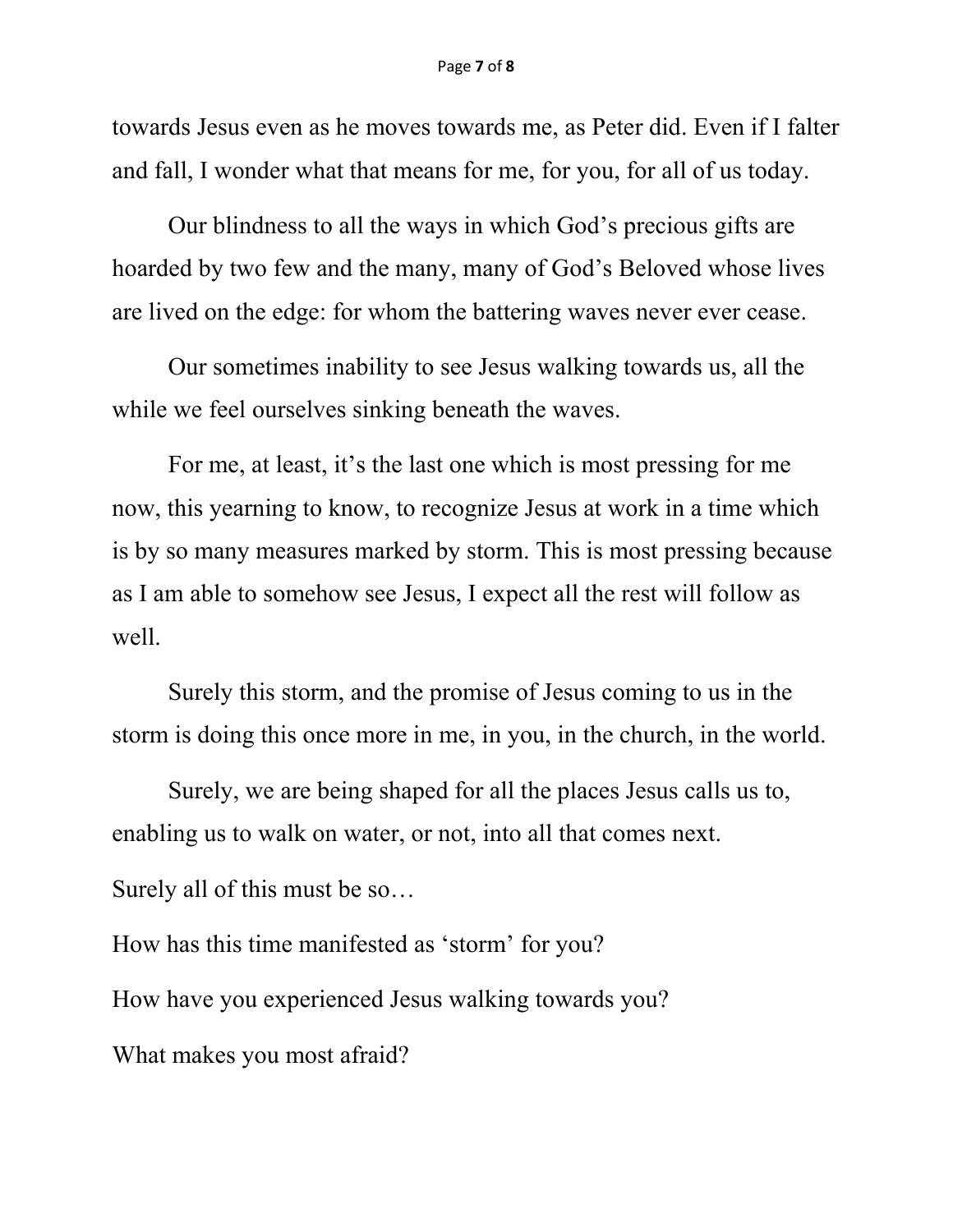towards Jesus even as he moves towards me, as Peter did. Even if I falter and fall, I wonder what that means for me, for you, for all of us today.

Our blindness to all the ways in which God's precious gifts are hoarded by two few and the many, many of God's Beloved whose lives are lived on the edge: for whom the battering waves never ever cease.

Our sometimes inability to see Jesus walking towards us, all the while we feel ourselves sinking beneath the waves.

For me, at least, it's the last one which is most pressing for me now, this yearning to know, to recognize Jesus at work in a time which is by so many measures marked by storm. This is most pressing because as I am able to somehow see Jesus, I expect all the rest will follow as well.

Surely this storm, and the promise of Jesus coming to us in the storm is doing this once more in me, in you, in the church, in the world.

Surely, we are being shaped for all the places Jesus calls us to, enabling us to walk on water, or not, into all that comes next.

Surely all of this must be so…

How has this time manifested as 'storm' for you?

How have you experienced Jesus walking towards you?

What makes you most afraid?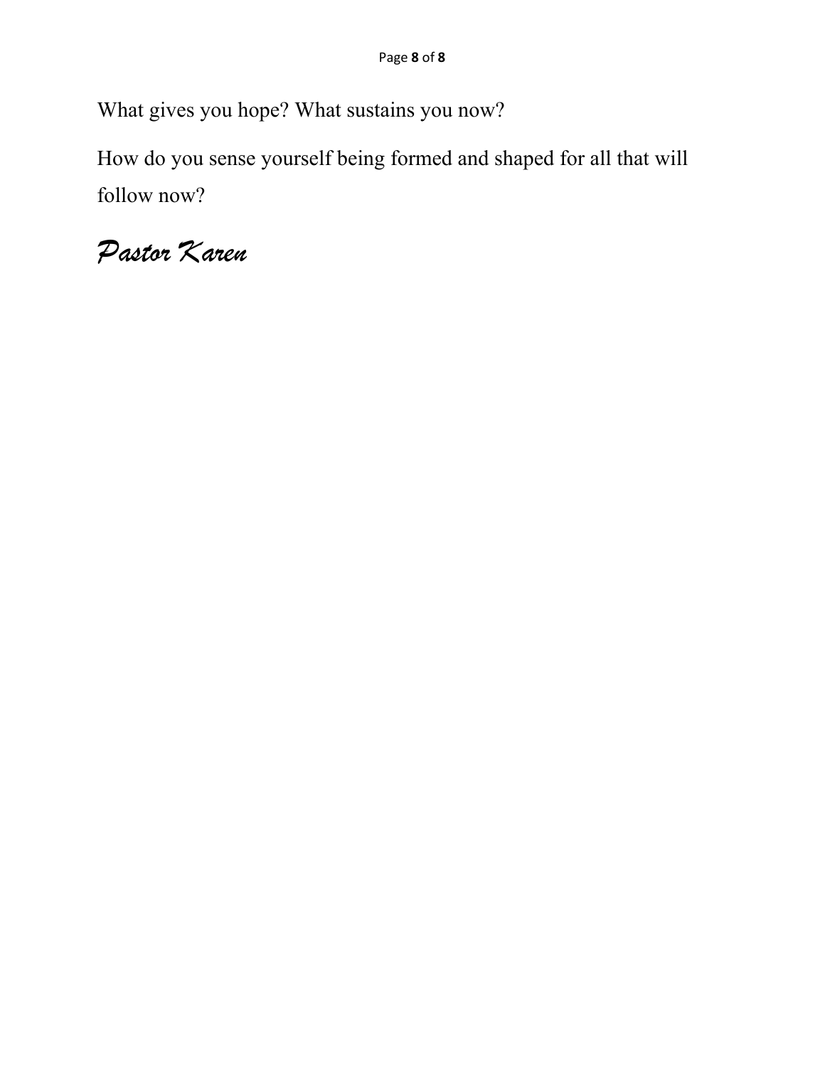What gives you hope? What sustains you now?

How do you sense yourself being formed and shaped for all that will follow now?

*Pastor Karen*